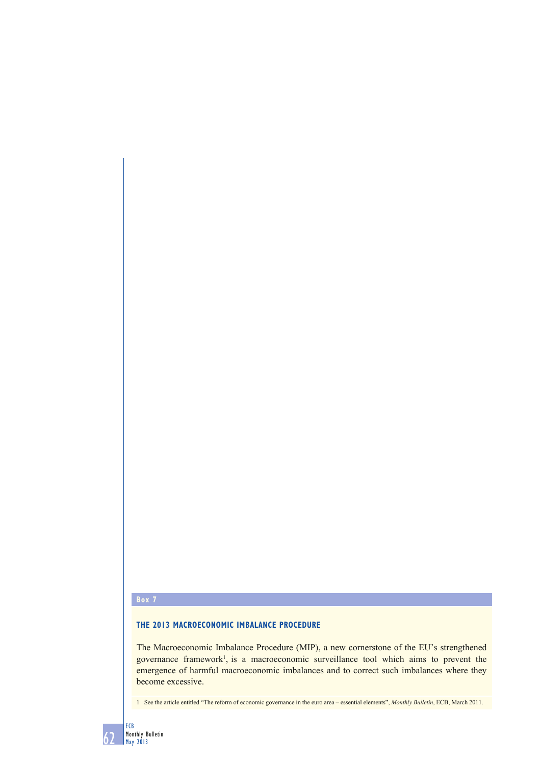Box 7

## THE 2013 MACROECONOMIC IMBALANCE PROCEDURE

The Macroeconomic Imbalance Procedure (MIP), a new cornerstone of the EU's strengthened governance framework[1], is a macroeconomic surveillance tool which aims to prevent the emergence of harmful macroeconomic imbalances and to correct such imbalances where they become excessive.

1 See the article entitled "The reform of economic governance in the euro area – essential elements", *Monthly Bulletin*, ECB, March 2011.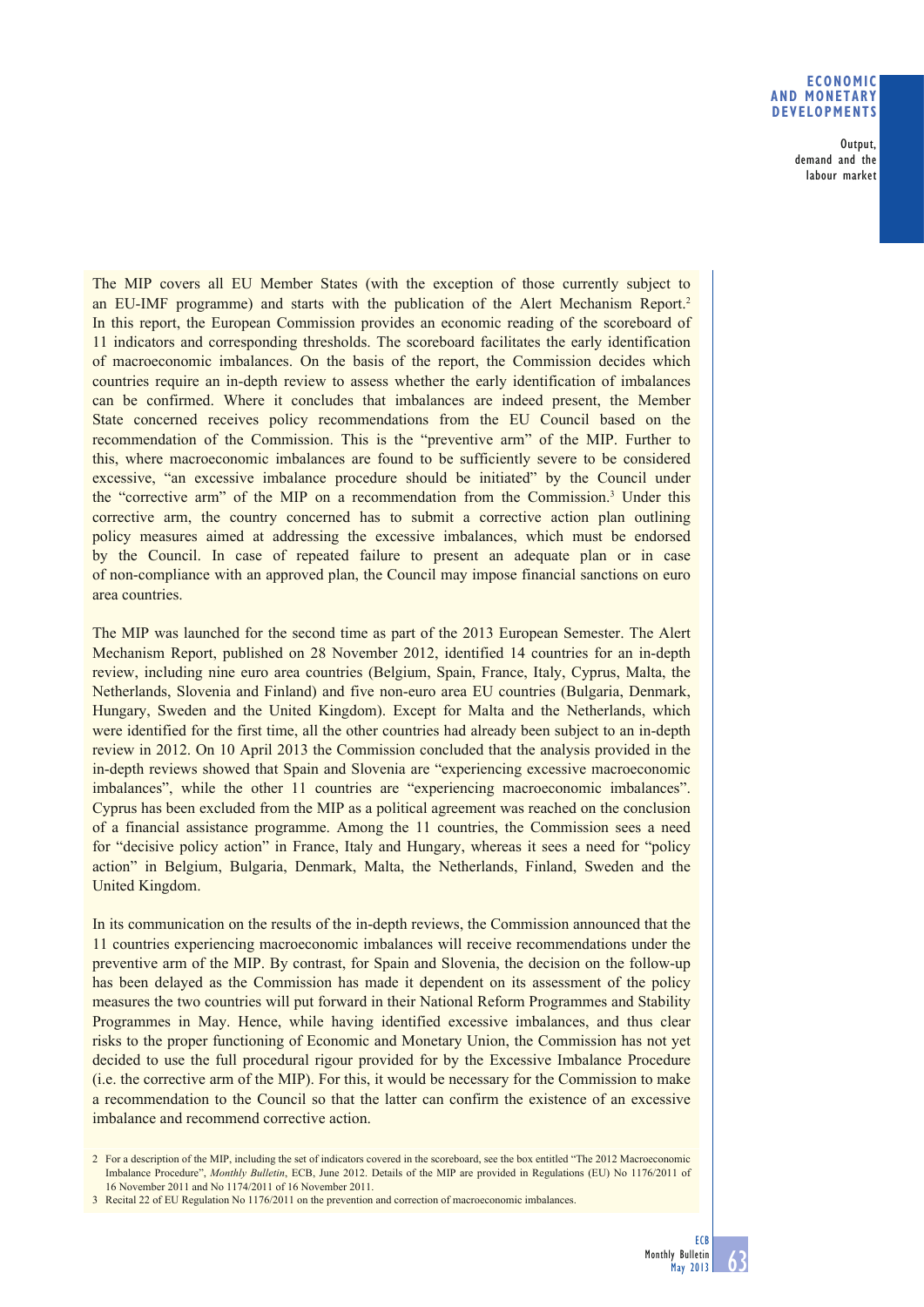The MIP covers all EU Member States (with the exception of those currently subject to an EU-IMF programme) and starts with the publication of the Alert Mechanism Report.[2] In this report, the European Commission provides an economic reading of the scoreboard of 11 indicators and corresponding thresholds. The scoreboard facilitates the early identification of macroeconomic imbalances. On the basis of the report, the Commission decides which countries require an in-depth review to assess whether the early identification of imbalances can be confirmed. Where it concludes that imbalances are indeed present, the Member State concerned receives policy recommendations from the EU Council based on the recommendation of the Commission. This is the "preventive arm" of the MIP. Further to this, where macroeconomic imbalances are found to be sufficiently severe to be considered excessive, "an excessive imbalance procedure should be initiated" by the Council under the "corrective arm" of the MIP on a recommendation from the Commission.[3] Under this corrective arm, the country concerned has to submit a corrective action plan outlining policy measures aimed at addressing the excessive imbalances, which must be endorsed by the Council. In case of repeated failure to present an adequate plan or in case of non-compliance with an approved plan, the Council may impose financial sanctions on euro area countries.

The MIP was launched for the second time as part of the 2013 European Semester. The Alert Mechanism Report, published on 28 November 2012, identified 14 countries for an in-depth review, including nine euro area countries (Belgium, Spain, France, Italy, Cyprus, Malta, the Netherlands, Slovenia and Finland) and five non-euro area EU countries (Bulgaria, Denmark, Hungary, Sweden and the United Kingdom). Except for Malta and the Netherlands, which were identified for the first time, all the other countries had already been subject to an in-depth review in 2012. On 10 April 2013 the Commission concluded that the analysis provided in the in-depth reviews showed that Spain and Slovenia are "experiencing excessive macroeconomic imbalances", while the other 11 countries are "experiencing macroeconomic imbalances". Cyprus has been excluded from the MIP as a political agreement was reached on the conclusion of a financial assistance programme. Among the 11 countries, the Commission sees a need for "decisive policy action" in France, Italy and Hungary, whereas it sees a need for "policy action" in Belgium, Bulgaria, Denmark, Malta, the Netherlands, Finland, Sweden and the United Kingdom.

In its communication on the results of the in-depth reviews, the Commission announced that the 11 countries experiencing macroeconomic imbalances will receive recommendations under the preventive arm of the MIP. By contrast, for Spain and Slovenia, the decision on the follow-up has been delayed as the Commission has made it dependent on its assessment of the policy measures the two countries will put forward in their National Reform Programmes and Stability Programmes in May. Hence, while having identified excessive imbalances, and thus clear risks to the proper functioning of Economic and Monetary Union, the Commission has not yet decided to use the full procedural rigour provided for by the Excessive Imbalance Procedure (i.e. the corrective arm of the MIP). For this, it would be necessary for the Commission to make a recommendation to the Council so that the latter can confirm the existence of an excessive imbalance and recommend corrective action.

2 For a description of the MIP, including the set of indicators covered in the scoreboard, see the box entitled "The 2012 Macroeconomic Imbalance Procedure", *Monthly Bulletin*, ECB, June 2012. Details of the MIP are provided in Regulations (EU) No 1176/2011 of 16 November 2011 and No 1174/2011 of 16 November 2011.

3 Recital 22 of EU Regulation No 1176/2011 on the prevention and correction of macroeconomic imbalances.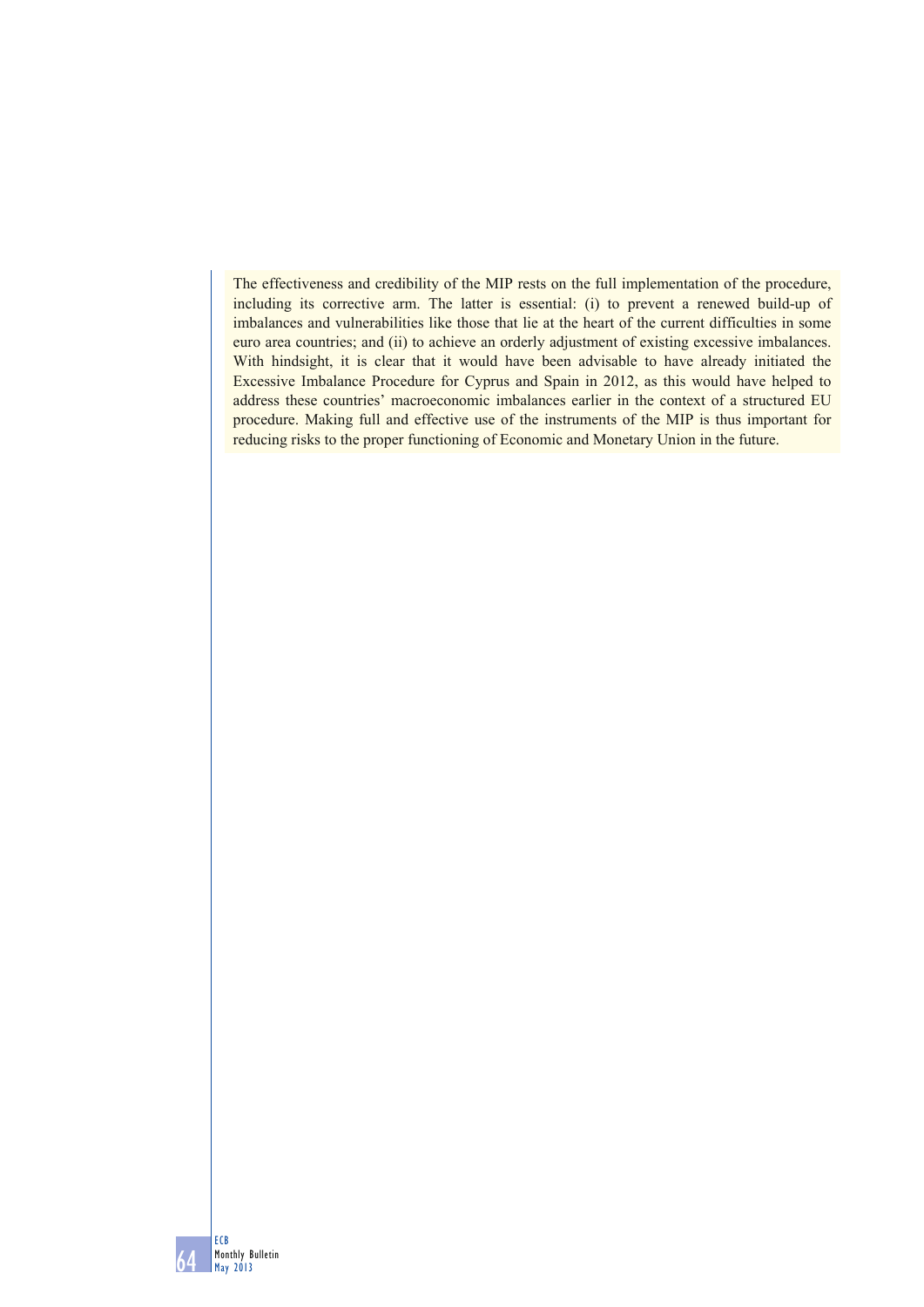The effectiveness and credibility of the MIP rests on the full implementation of the procedure, including its corrective arm. The latter is essential: (i) to prevent a renewed build-up of imbalances and vulnerabilities like those that lie at the heart of the current difficulties in some euro area countries; and (ii) to achieve an orderly adjustment of existing excessive imbalances. With hindsight, it is clear that it would have been advisable to have already initiated the Excessive Imbalance Procedure for Cyprus and Spain in 2012, as this would have helped to address these countries' macroeconomic imbalances earlier in the context of a structured EU procedure. Making full and effective use of the instruments of the MIP is thus important for reducing risks to the proper functioning of Economic and Monetary Union in the future.